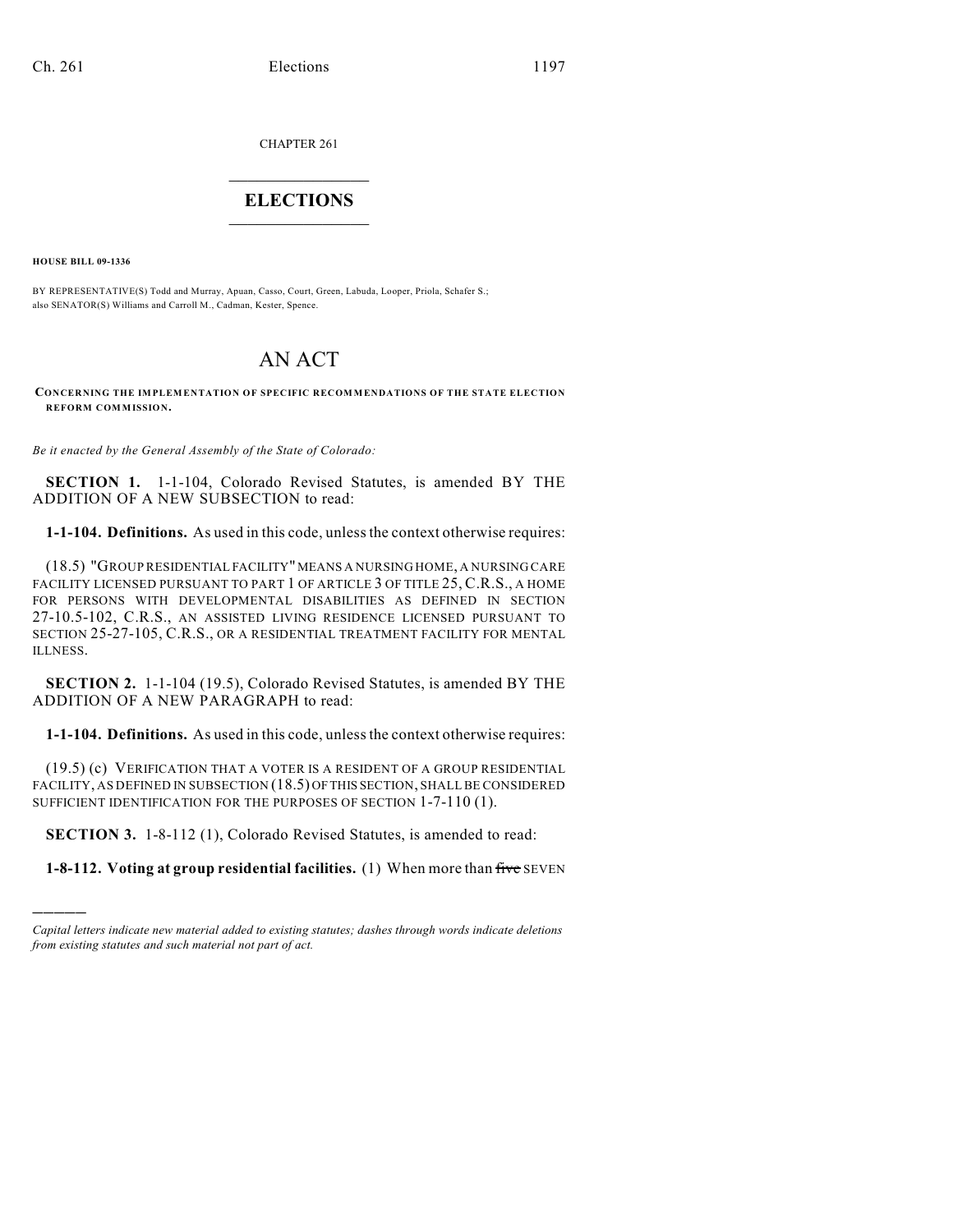CHAPTER 261

# ELECTIONS

**HOUSE BILL 09-1336**

BY REPRESENTATIVE(S) Todd and Murray, Apuan, Casso, Court, Green, Labuda, Looper, Priola, Schafer S.; also SENATOR(S) Williams and Carroll M., Cadman, Kester, Spence.

# AN ACT

**CONCERNING THE IMPLEMENTATION OF SPECIFIC RECOMMENDATIONS OF THE STATE ELECTION REFORM COMMISSION.**

*Be it enacted by the General Assembly of the State of Colorado:*

**SECTION 1.** 1-1-104, Colorado Revised Statutes, is amended BY THE ADDITION OF A NEW SUBSECTION to read:

**1-1-104. Definitions.** As used in this code, unless the context otherwise requires:

(18.5) "GROUP RESIDENTIAL FACILITY" MEANS A NURSING HOME, A NURSING CARE FACILITY LICENSED PURSUANT TO PART 1 OF ARTICLE 3 OF TITLE 25, C.R.S., A HOME FOR PERSONS WITH DEVELOPMENTAL DISABILITIES AS DEFINED IN SECTION 27-10.5-102, C.R.S., AN ASSISTED LIVING RESIDENCE LICENSED PURSUANT TO SECTION 25-27-105, C.R.S., OR A RESIDENTIAL TREATMENT FACILITY FOR MENTAL ILLNESS.

**SECTION 2.** 1-1-104 (19.5), Colorado Revised Statutes, is amended BY THE ADDITION OF A NEW PARAGRAPH to read:

**1-1-104. Definitions.** As used in this code, unless the context otherwise requires:

(19.5) (c) VERIFICATION THAT A VOTER IS A RESIDENT OF A GROUP RESIDENTIAL FACILITY, AS DEFINED IN SUBSECTION (18.5) OF THIS SECTION, SHALL BE CONSIDERED SUFFICIENT IDENTIFICATION FOR THE PURPOSES OF SECTION 1-7-110 (1).

**SECTION 3.** 1-8-112 (1), Colorado Revised Statutes, is amended to read:

**1-8-112. Voting at group residential facilities.** (1) When more than ~~five~~ SEVEN

---

*Capital letters indicate new material added to existing statutes; dashes through words indicate deletions from existing statutes and such material not part of act.*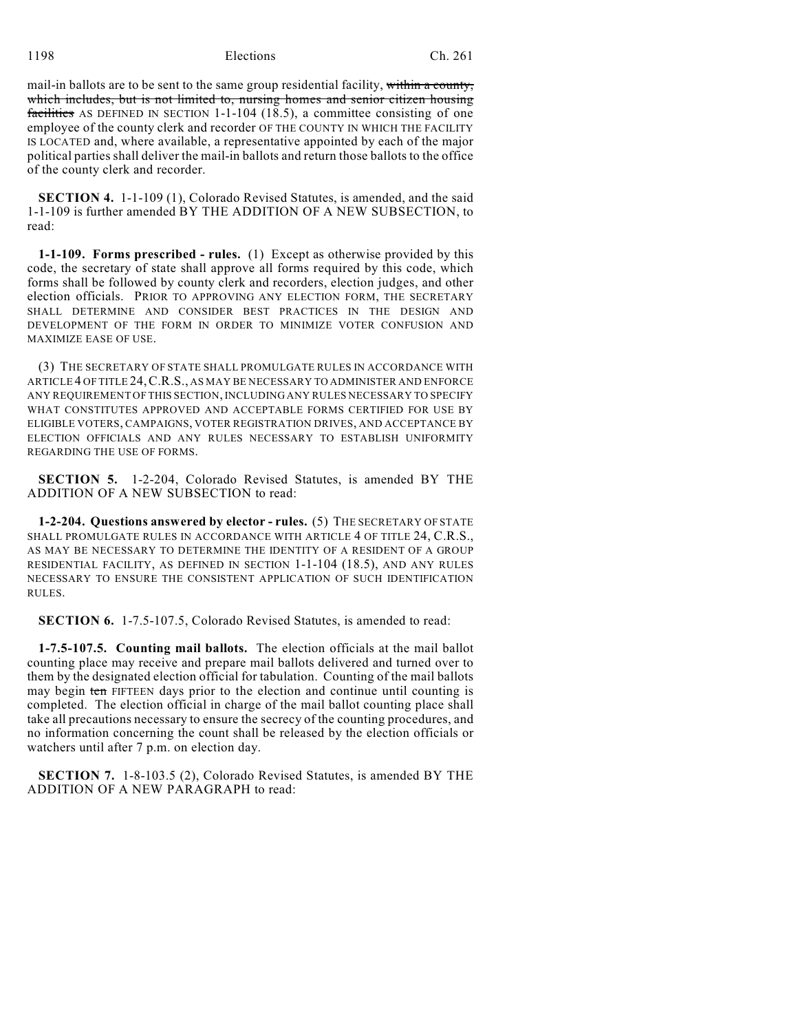mail-in ballots are to be sent to the same group residential facility, ~~within a county, which includes, but is not limited to, nursing homes and senior citizen housing facilities~~ AS DEFINED IN SECTION 1-1-104 (18.5), a committee consisting of one employee of the county clerk and recorder OF THE COUNTY IN WHICH THE FACILITY IS LOCATED and, where available, a representative appointed by each of the major political parties shall deliver the mail-in ballots and return those ballots to the office of the county clerk and recorder.

**SECTION 4.** 1-1-109 (1), Colorado Revised Statutes, is amended, and the said 1-1-109 is further amended BY THE ADDITION OF A NEW SUBSECTION, to read:

**1-1-109. Forms prescribed - rules.** (1) Except as otherwise provided by this code, the secretary of state shall approve all forms required by this code, which forms shall be followed by county clerk and recorders, election judges, and other election officials. PRIOR TO APPROVING ANY ELECTION FORM, THE SECRETARY SHALL DETERMINE AND CONSIDER BEST PRACTICES IN THE DESIGN AND DEVELOPMENT OF THE FORM IN ORDER TO MINIMIZE VOTER CONFUSION AND MAXIMIZE EASE OF USE.

(3) THE SECRETARY OF STATE SHALL PROMULGATE RULES IN ACCORDANCE WITH ARTICLE 4 OF TITLE 24, C.R.S., AS MAY BE NECESSARY TO ADMINISTER AND ENFORCE ANY REQUIREMENT OF THIS SECTION, INCLUDING ANY RULES NECESSARY TO SPECIFY WHAT CONSTITUTES APPROVED AND ACCEPTABLE FORMS CERTIFIED FOR USE BY ELIGIBLE VOTERS, CAMPAIGNS, VOTER REGISTRATION DRIVES, AND ACCEPTANCE BY ELECTION OFFICIALS AND ANY RULES NECESSARY TO ESTABLISH UNIFORMITY REGARDING THE USE OF FORMS.

**SECTION 5.** 1-2-204, Colorado Revised Statutes, is amended BY THE ADDITION OF A NEW SUBSECTION to read:

**1-2-204. Questions answered by elector - rules.** (5) THE SECRETARY OF STATE SHALL PROMULGATE RULES IN ACCORDANCE WITH ARTICLE 4 OF TITLE 24, C.R.S., AS MAY BE NECESSARY TO DETERMINE THE IDENTITY OF A RESIDENT OF A GROUP RESIDENTIAL FACILITY, AS DEFINED IN SECTION 1-1-104 (18.5), AND ANY RULES NECESSARY TO ENSURE THE CONSISTENT APPLICATION OF SUCH IDENTIFICATION RULES.

**SECTION 6.** 1-7.5-107.5, Colorado Revised Statutes, is amended to read:

**1-7.5-107.5. Counting mail ballots.** The election officials at the mail ballot counting place may receive and prepare mail ballots delivered and turned over to them by the designated election official for tabulation. Counting of the mail ballots may begin ~~ten~~ FIFTEEN days prior to the election and continue until counting is completed. The election official in charge of the mail ballot counting place shall take all precautions necessary to ensure the secrecy of the counting procedures, and no information concerning the count shall be released by the election officials or watchers until after 7 p.m. on election day.

**SECTION 7.** 1-8-103.5 (2), Colorado Revised Statutes, is amended BY THE ADDITION OF A NEW PARAGRAPH to read: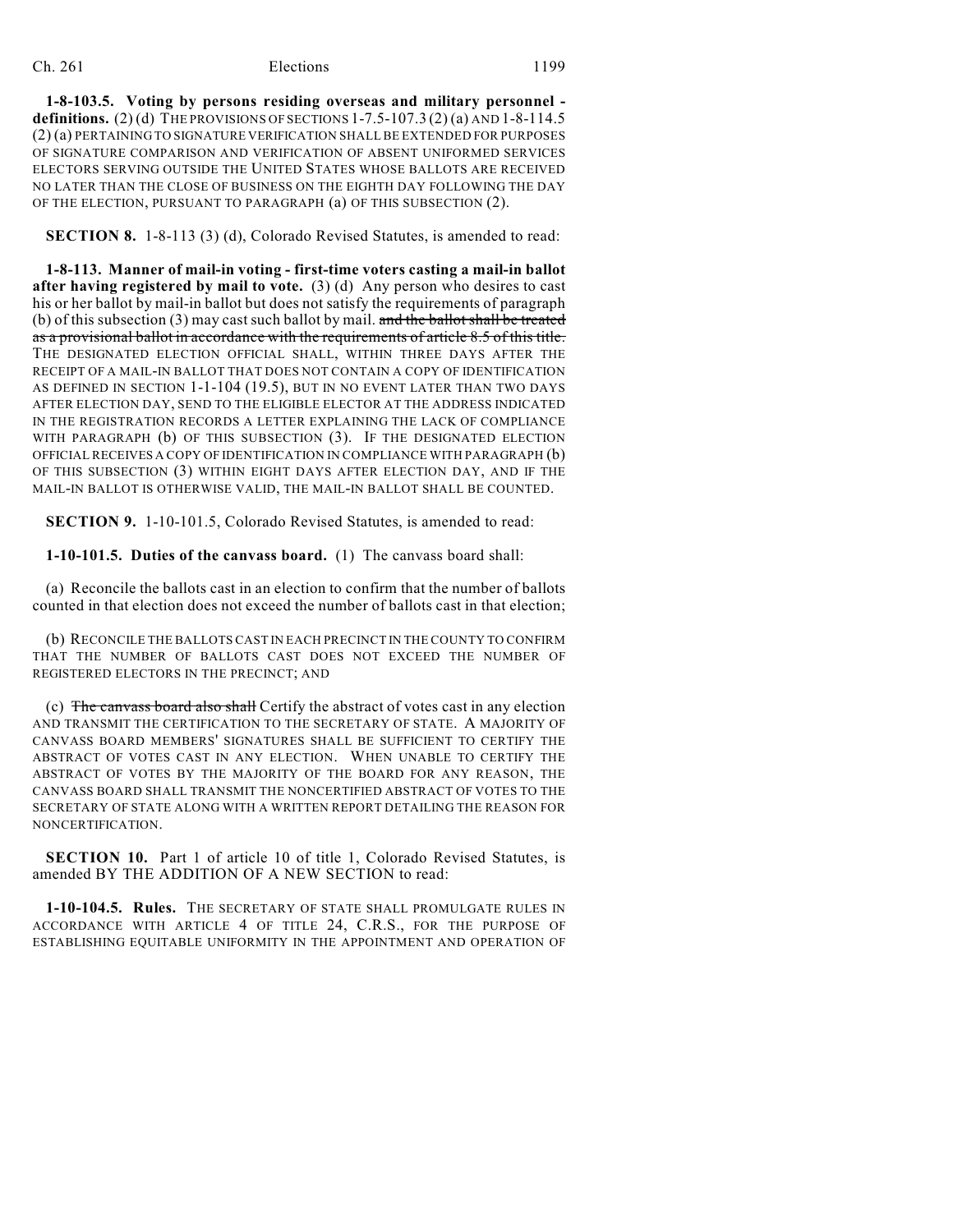**1-8-103.5. Voting by persons residing overseas and military personnel - definitions.** (2) (d) THE PROVISIONS OF SECTIONS 1-7.5-107.3 (2) (a) AND 1-8-114.5 (2) (a) PERTAINING TO SIGNATURE VERIFICATION SHALL BE EXTENDED FOR PURPOSES OF SIGNATURE COMPARISON AND VERIFICATION OF ABSENT UNIFORMED SERVICES ELECTORS SERVING OUTSIDE THE UNITED STATES WHOSE BALLOTS ARE RECEIVED NO LATER THAN THE CLOSE OF BUSINESS ON THE EIGHTH DAY FOLLOWING THE DAY OF THE ELECTION, PURSUANT TO PARAGRAPH (a) OF THIS SUBSECTION (2).

**SECTION 8.** 1-8-113 (3) (d), Colorado Revised Statutes, is amended to read:

**1-8-113. Manner of mail-in voting - first-time voters casting a mail-in ballot after having registered by mail to vote.** (3) (d) Any person who desires to cast his or her ballot by mail-in ballot but does not satisfy the requirements of paragraph (b) of this subsection (3) may cast such ballot by mail. ~~and the ballot shall be treated as a provisional ballot in accordance with the requirements of article 8.5 of this title.~~ THE DESIGNATED ELECTION OFFICIAL SHALL, WITHIN THREE DAYS AFTER THE RECEIPT OF A MAIL-IN BALLOT THAT DOES NOT CONTAIN A COPY OF IDENTIFICATION AS DEFINED IN SECTION 1-1-104 (19.5), BUT IN NO EVENT LATER THAN TWO DAYS AFTER ELECTION DAY, SEND TO THE ELIGIBLE ELECTOR AT THE ADDRESS INDICATED IN THE REGISTRATION RECORDS A LETTER EXPLAINING THE LACK OF COMPLIANCE WITH PARAGRAPH (b) OF THIS SUBSECTION (3). IF THE DESIGNATED ELECTION OFFICIAL RECEIVES A COPY OF IDENTIFICATION IN COMPLIANCE WITH PARAGRAPH (b) OF THIS SUBSECTION (3) WITHIN EIGHT DAYS AFTER ELECTION DAY, AND IF THE MAIL-IN BALLOT IS OTHERWISE VALID, THE MAIL-IN BALLOT SHALL BE COUNTED.

**SECTION 9.** 1-10-101.5, Colorado Revised Statutes, is amended to read:

**1-10-101.5. Duties of the canvass board.** (1) The canvass board shall:

(a) Reconcile the ballots cast in an election to confirm that the number of ballots counted in that election does not exceed the number of ballots cast in that election;

(b) RECONCILE THE BALLOTS CAST IN EACH PRECINCT IN THE COUNTY TO CONFIRM THAT THE NUMBER OF BALLOTS CAST DOES NOT EXCEED THE NUMBER OF REGISTERED ELECTORS IN THE PRECINCT; AND

(c) ~~The canvass board also shall~~ Certify the abstract of votes cast in any election AND TRANSMIT THE CERTIFICATION TO THE SECRETARY OF STATE. A MAJORITY OF CANVASS BOARD MEMBERS' SIGNATURES SHALL BE SUFFICIENT TO CERTIFY THE ABSTRACT OF VOTES CAST IN ANY ELECTION. WHEN UNABLE TO CERTIFY THE ABSTRACT OF VOTES BY THE MAJORITY OF THE BOARD FOR ANY REASON, THE CANVASS BOARD SHALL TRANSMIT THE NONCERTIFIED ABSTRACT OF VOTES TO THE SECRETARY OF STATE ALONG WITH A WRITTEN REPORT DETAILING THE REASON FOR NONCERTIFICATION.

**SECTION 10.** Part 1 of article 10 of title 1, Colorado Revised Statutes, is amended BY THE ADDITION OF A NEW SECTION to read:

**1-10-104.5. Rules.** THE SECRETARY OF STATE SHALL PROMULGATE RULES IN ACCORDANCE WITH ARTICLE 4 OF TITLE 24, C.R.S., FOR THE PURPOSE OF ESTABLISHING EQUITABLE UNIFORMITY IN THE APPOINTMENT AND OPERATION OF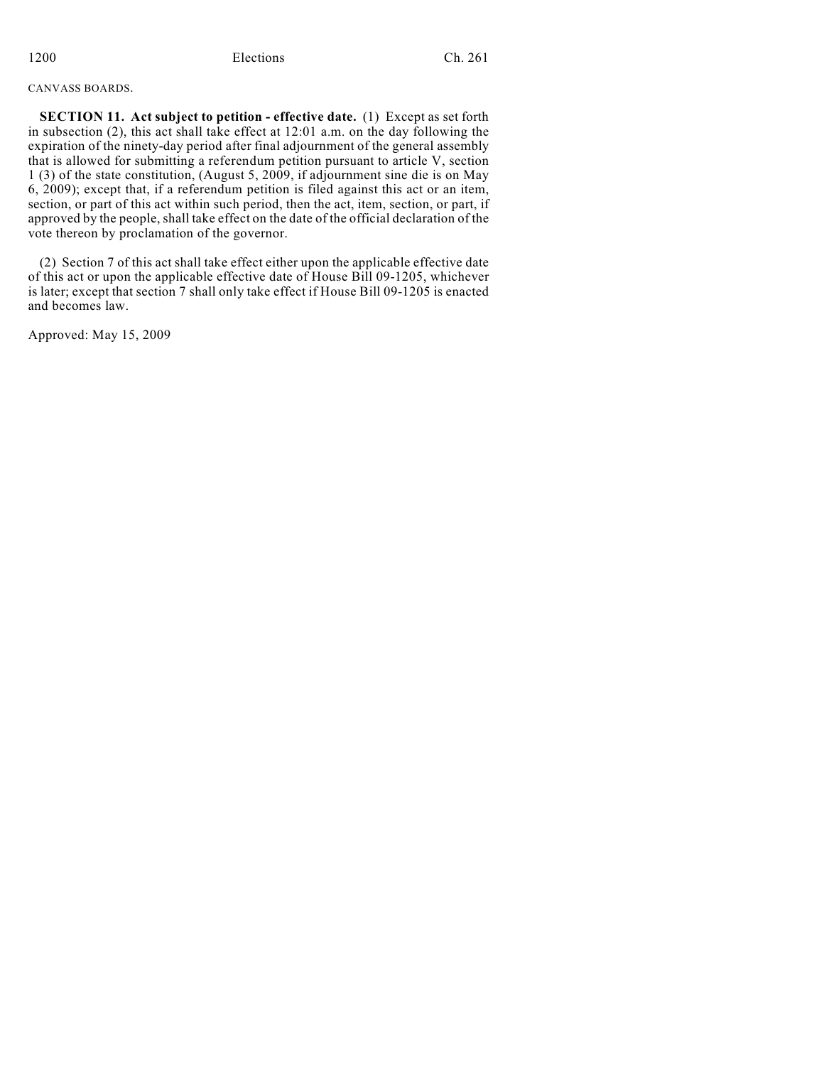CANVASS BOARDS.

**SECTION 11. Act subject to petition - effective date.** (1) Except as set forth in subsection (2), this act shall take effect at 12:01 a.m. on the day following the expiration of the ninety-day period after final adjournment of the general assembly that is allowed for submitting a referendum petition pursuant to article V, section 1 (3) of the state constitution, (August 5, 2009, if adjournment sine die is on May 6, 2009); except that, if a referendum petition is filed against this act or an item, section, or part of this act within such period, then the act, item, section, or part, if approved by the people, shall take effect on the date of the official declaration of the vote thereon by proclamation of the governor.

(2) Section 7 of this act shall take effect either upon the applicable effective date of this act or upon the applicable effective date of House Bill 09-1205, whichever is later; except that section 7 shall only take effect if House Bill 09-1205 is enacted and becomes law.

Approved: May 15, 2009